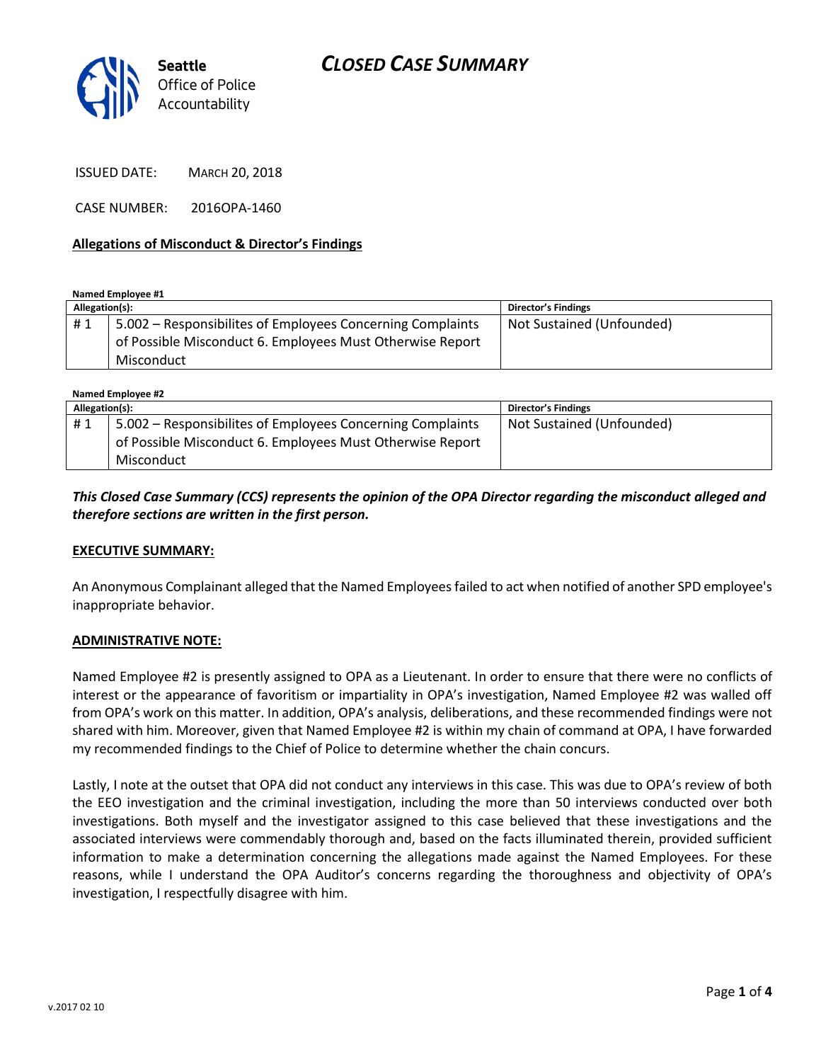Seattle Office of Police Accountability

# CLOSED CASE SUMMARY

ISSUED DATE: MARCH 20, 2018

CASE NUMBER: 2016OPA-1460

**Allegations of Misconduct & Director's Findings**

**Named Employee #1**

| Allegation(s): | | Director's Findings |
|---|---|---|
| # 1 | 5.002 – Responsibilites of Employees Concerning Complaints of Possible Misconduct 6. Employees Must Otherwise Report Misconduct | Not Sustained (Unfounded) |

**Named Employee #2**

| Allegation(s): | | Director's Findings |
|---|---|---|
| # 1 | 5.002 – Responsibilites of Employees Concerning Complaints of Possible Misconduct 6. Employees Must Otherwise Report Misconduct | Not Sustained (Unfounded) |

***This Closed Case Summary (CCS) represents the opinion of the OPA Director regarding the misconduct alleged and therefore sections are written in the first person.***

**EXECUTIVE SUMMARY:**

An Anonymous Complainant alleged that the Named Employees failed to act when notified of another SPD employee's inappropriate behavior.

**ADMINISTRATIVE NOTE:**

Named Employee #2 is presently assigned to OPA as a Lieutenant. In order to ensure that there were no conflicts of interest or the appearance of favoritism or impartiality in OPA's investigation, Named Employee #2 was walled off from OPA's work on this matter. In addition, OPA's analysis, deliberations, and these recommended findings were not shared with him. Moreover, given that Named Employee #2 is within my chain of command at OPA, I have forwarded my recommended findings to the Chief of Police to determine whether the chain concurs.

Lastly, I note at the outset that OPA did not conduct any interviews in this case. This was due to OPA's review of both the EEO investigation and the criminal investigation, including the more than 50 interviews conducted over both investigations. Both myself and the investigator assigned to this case believed that these investigations and the associated interviews were commendably thorough and, based on the facts illuminated therein, provided sufficient information to make a determination concerning the allegations made against the Named Employees. For these reasons, while I understand the OPA Auditor's concerns regarding the thoroughness and objectivity of OPA's investigation, I respectfully disagree with him.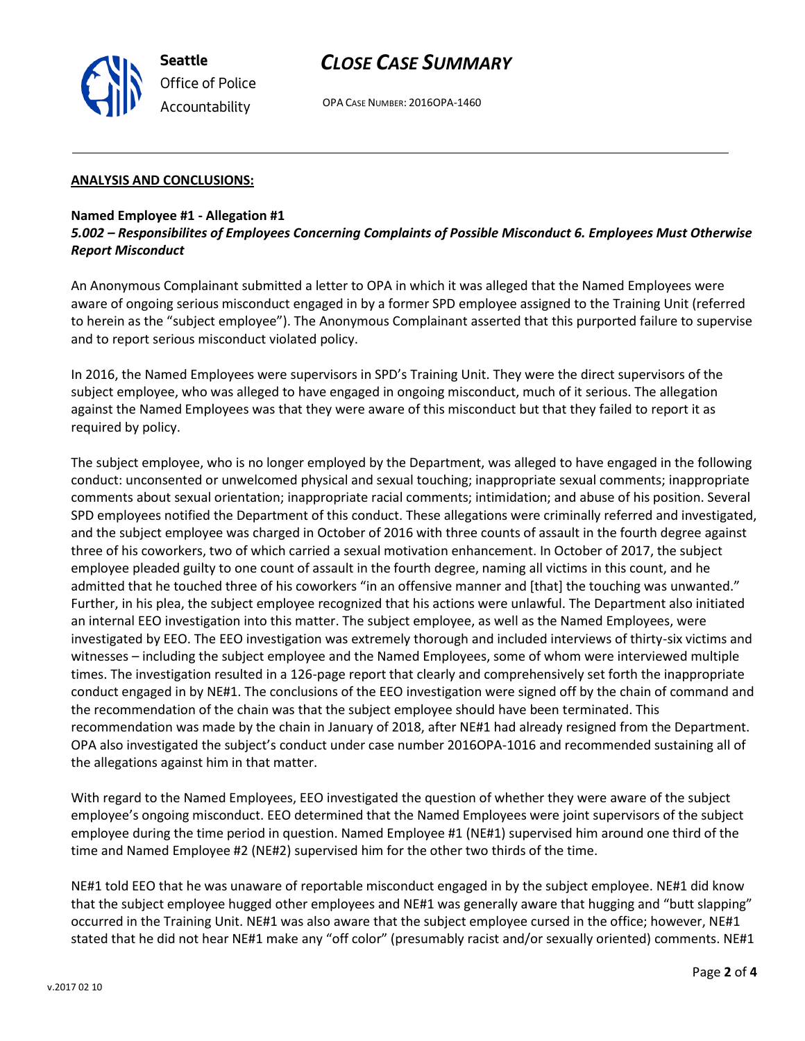## ANALYSIS AND CONCLUSIONS:

**Named Employee #1 - Allegation #1**
***5.002 – Responsibilites of Employees Concerning Complaints of Possible Misconduct 6. Employees Must Otherwise Report Misconduct***

An Anonymous Complainant submitted a letter to OPA in which it was alleged that the Named Employees were aware of ongoing serious misconduct engaged in by a former SPD employee assigned to the Training Unit (referred to herein as the "subject employee"). The Anonymous Complainant asserted that this purported failure to supervise and to report serious misconduct violated policy.

In 2016, the Named Employees were supervisors in SPD's Training Unit. They were the direct supervisors of the subject employee, who was alleged to have engaged in ongoing misconduct, much of it serious. The allegation against the Named Employees was that they were aware of this misconduct but that they failed to report it as required by policy.

The subject employee, who is no longer employed by the Department, was alleged to have engaged in the following conduct: unconsented or unwelcomed physical and sexual touching; inappropriate sexual comments; inappropriate comments about sexual orientation; inappropriate racial comments; intimidation; and abuse of his position. Several SPD employees notified the Department of this conduct. These allegations were criminally referred and investigated, and the subject employee was charged in October of 2016 with three counts of assault in the fourth degree against three of his coworkers, two of which carried a sexual motivation enhancement. In October of 2017, the subject employee pleaded guilty to one count of assault in the fourth degree, naming all victims in this count, and he admitted that he touched three of his coworkers "in an offensive manner and [that] the touching was unwanted." Further, in his plea, the subject employee recognized that his actions were unlawful. The Department also initiated an internal EEO investigation into this matter. The subject employee, as well as the Named Employees, were investigated by EEO. The EEO investigation was extremely thorough and included interviews of thirty-six victims and witnesses – including the subject employee and the Named Employees, some of whom were interviewed multiple times. The investigation resulted in a 126-page report that clearly and comprehensively set forth the inappropriate conduct engaged in by NE#1. The conclusions of the EEO investigation were signed off by the chain of command and the recommendation of the chain was that the subject employee should have been terminated. This recommendation was made by the chain in January of 2018, after NE#1 had already resigned from the Department. OPA also investigated the subject's conduct under case number 2016OPA-1016 and recommended sustaining all of the allegations against him in that matter.

With regard to the Named Employees, EEO investigated the question of whether they were aware of the subject employee's ongoing misconduct. EEO determined that the Named Employees were joint supervisors of the subject employee during the time period in question. Named Employee #1 (NE#1) supervised him around one third of the time and Named Employee #2 (NE#2) supervised him for the other two thirds of the time.

NE#1 told EEO that he was unaware of reportable misconduct engaged in by the subject employee. NE#1 did know that the subject employee hugged other employees and NE#1 was generally aware that hugging and "butt slapping" occurred in the Training Unit. NE#1 was also aware that the subject employee cursed in the office; however, NE#1 stated that he did not hear NE#1 make any "off color" (presumably racist and/or sexually oriented) comments. NE#1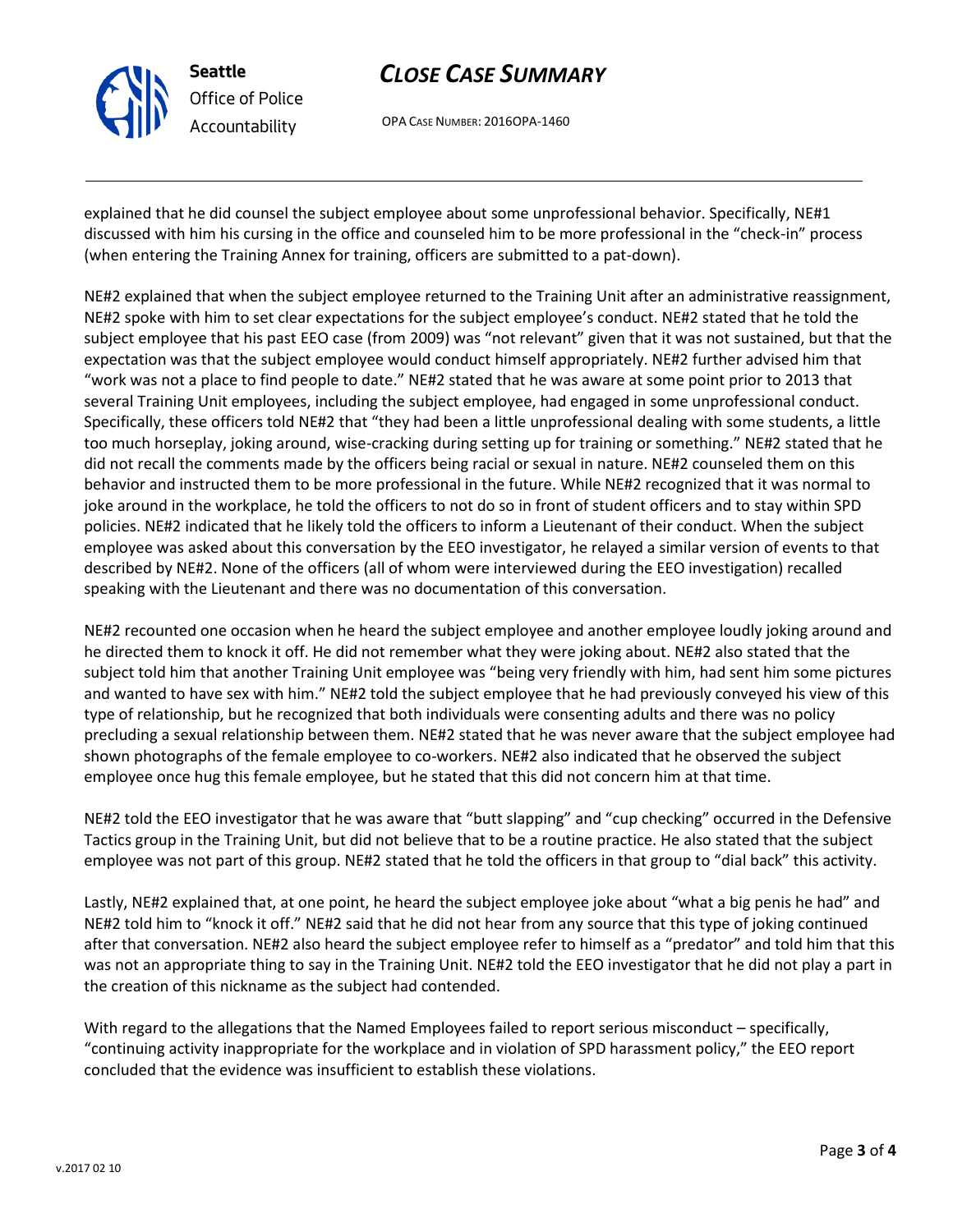explained that he did counsel the subject employee about some unprofessional behavior. Specifically, NE#1 discussed with him his cursing in the office and counseled him to be more professional in the "check-in" process (when entering the Training Annex for training, officers are submitted to a pat-down).

NE#2 explained that when the subject employee returned to the Training Unit after an administrative reassignment, NE#2 spoke with him to set clear expectations for the subject employee's conduct. NE#2 stated that he told the subject employee that his past EEO case (from 2009) was "not relevant" given that it was not sustained, but that the expectation was that the subject employee would conduct himself appropriately. NE#2 further advised him that "work was not a place to find people to date." NE#2 stated that he was aware at some point prior to 2013 that several Training Unit employees, including the subject employee, had engaged in some unprofessional conduct. Specifically, these officers told NE#2 that "they had been a little unprofessional dealing with some students, a little too much horseplay, joking around, wise-cracking during setting up for training or something." NE#2 stated that he did not recall the comments made by the officers being racial or sexual in nature. NE#2 counseled them on this behavior and instructed them to be more professional in the future. While NE#2 recognized that it was normal to joke around in the workplace, he told the officers to not do so in front of student officers and to stay within SPD policies. NE#2 indicated that he likely told the officers to inform a Lieutenant of their conduct. When the subject employee was asked about this conversation by the EEO investigator, he relayed a similar version of events to that described by NE#2. None of the officers (all of whom were interviewed during the EEO investigation) recalled speaking with the Lieutenant and there was no documentation of this conversation.

NE#2 recounted one occasion when he heard the subject employee and another employee loudly joking around and he directed them to knock it off. He did not remember what they were joking about. NE#2 also stated that the subject told him that another Training Unit employee was "being very friendly with him, had sent him some pictures and wanted to have sex with him." NE#2 told the subject employee that he had previously conveyed his view of this type of relationship, but he recognized that both individuals were consenting adults and there was no policy precluding a sexual relationship between them. NE#2 stated that he was never aware that the subject employee had shown photographs of the female employee to co-workers. NE#2 also indicated that he observed the subject employee once hug this female employee, but he stated that this did not concern him at that time.

NE#2 told the EEO investigator that he was aware that "butt slapping" and "cup checking" occurred in the Defensive Tactics group in the Training Unit, but did not believe that to be a routine practice. He also stated that the subject employee was not part of this group. NE#2 stated that he told the officers in that group to "dial back" this activity.

Lastly, NE#2 explained that, at one point, he heard the subject employee joke about "what a big penis he had" and NE#2 told him to "knock it off." NE#2 said that he did not hear from any source that this type of joking continued after that conversation. NE#2 also heard the subject employee refer to himself as a "predator" and told him that this was not an appropriate thing to say in the Training Unit. NE#2 told the EEO investigator that he did not play a part in the creation of this nickname as the subject had contended.

With regard to the allegations that the Named Employees failed to report serious misconduct – specifically, "continuing activity inappropriate for the workplace and in violation of SPD harassment policy," the EEO report concluded that the evidence was insufficient to establish these violations.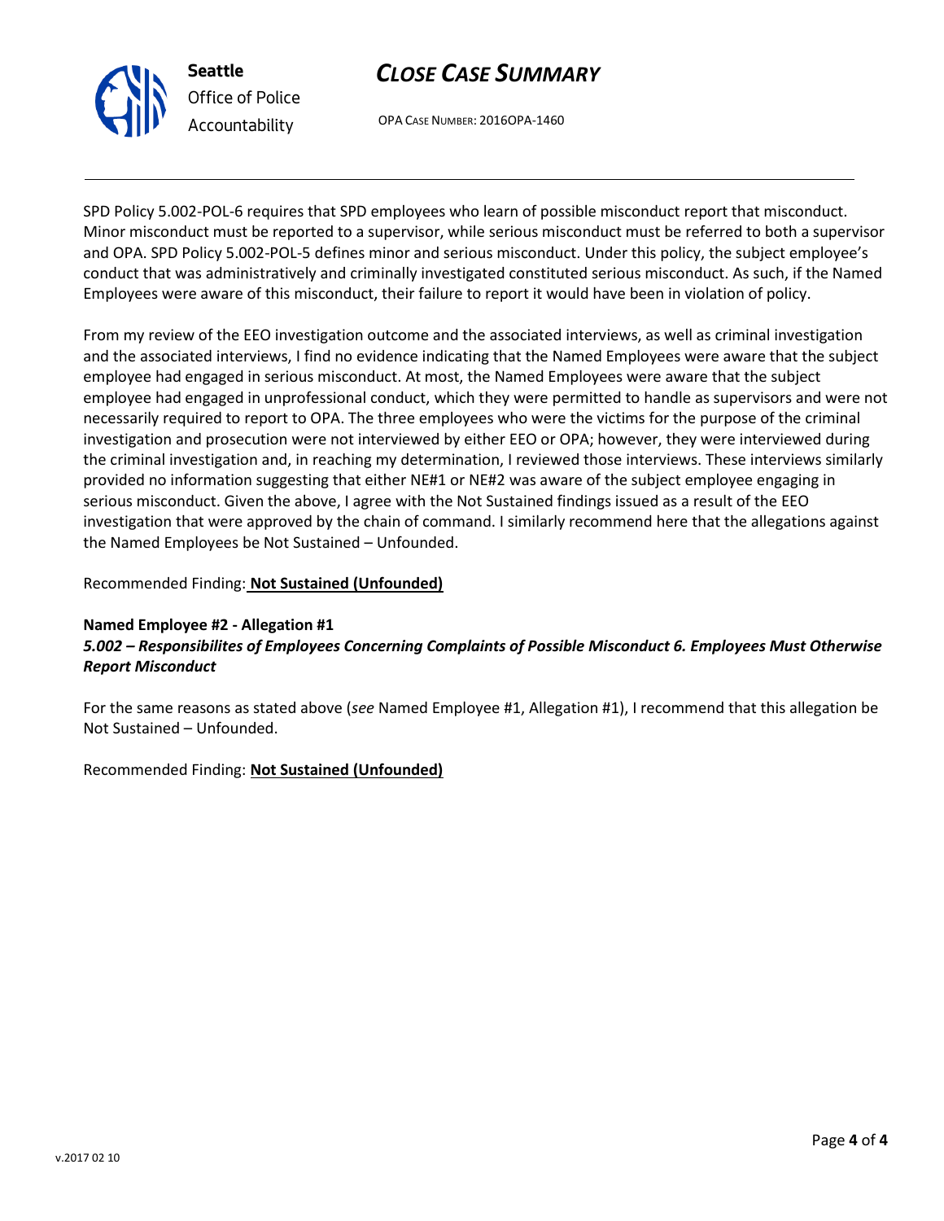SPD Policy 5.002-POL-6 requires that SPD employees who learn of possible misconduct report that misconduct. Minor misconduct must be reported to a supervisor, while serious misconduct must be referred to both a supervisor and OPA. SPD Policy 5.002-POL-5 defines minor and serious misconduct. Under this policy, the subject employee's conduct that was administratively and criminally investigated constituted serious misconduct. As such, if the Named Employees were aware of this misconduct, their failure to report it would have been in violation of policy.

From my review of the EEO investigation outcome and the associated interviews, as well as criminal investigation and the associated interviews, I find no evidence indicating that the Named Employees were aware that the subject employee had engaged in serious misconduct. At most, the Named Employees were aware that the subject employee had engaged in unprofessional conduct, which they were permitted to handle as supervisors and were not necessarily required to report to OPA. The three employees who were the victims for the purpose of the criminal investigation and prosecution were not interviewed by either EEO or OPA; however, they were interviewed during the criminal investigation and, in reaching my determination, I reviewed those interviews. These interviews similarly provided no information suggesting that either NE#1 or NE#2 was aware of the subject employee engaging in serious misconduct. Given the above, I agree with the Not Sustained findings issued as a result of the EEO investigation that were approved by the chain of command. I similarly recommend here that the allegations against the Named Employees be Not Sustained – Unfounded.

Recommended Finding: **Not Sustained (Unfounded)**

**Named Employee #2 - Allegation #1**
***5.002 – Responsibilites of Employees Concerning Complaints of Possible Misconduct 6. Employees Must Otherwise Report Misconduct***

For the same reasons as stated above (*see* Named Employee #1, Allegation #1), I recommend that this allegation be Not Sustained – Unfounded.

Recommended Finding: **Not Sustained (Unfounded)**